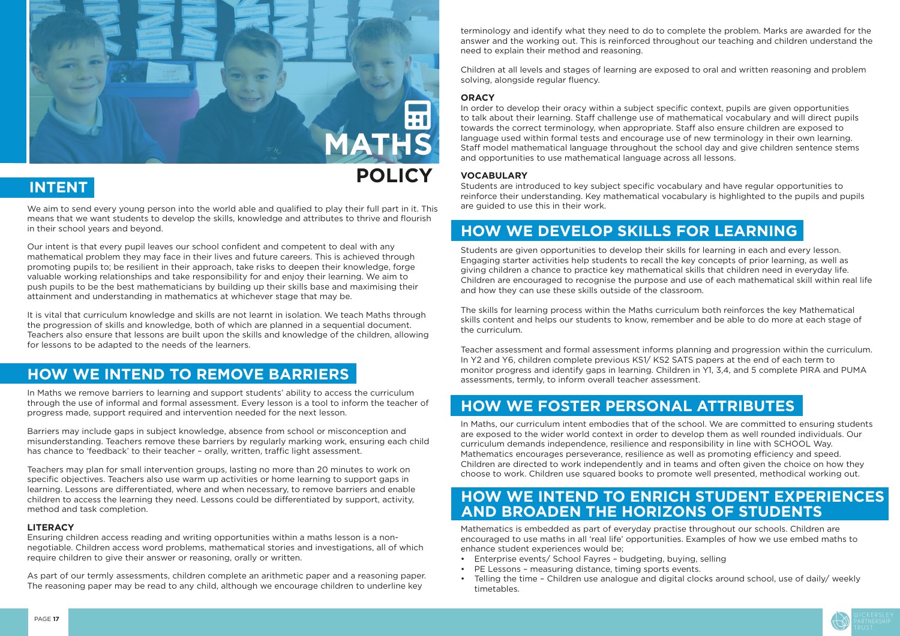# MATHS POLICY

## INTENT

We aim to send every young person into the world able and qualified to play their full part in it. This means that we want students to develop the skills, knowledge and attributes to thrive and flourish in their school years and beyond.

Our intent is that every pupil leaves our school confident and competent to deal with any mathematical problem they may face in their lives and future careers. This is achieved through promoting pupils to; be resilient in their approach, take risks to deepen their knowledge, forge valuable working relationships and take responsibility for and enjoy their learning. We aim to push pupils to be the best mathematicians by building up their skills base and maximising their attainment and understanding in mathematics at whichever stage that may be.

It is vital that curriculum knowledge and skills are not learnt in isolation. We teach Maths through the progression of skills and knowledge, both of which are planned in a sequential document. Teachers also ensure that lessons are built upon the skills and knowledge of the children, allowing for lessons to be adapted to the needs of the learners.

## HOW WE INTEND TO REMOVE BARRIERS

In Maths we remove barriers to learning and support students' ability to access the curriculum through the use of informal and formal assessment. Every lesson is a tool to inform the teacher of progress made, support required and intervention needed for the next lesson.

Barriers may include gaps in subject knowledge, absence from school or misconception and misunderstanding. Teachers remove these barriers by regularly marking work, ensuring each child has chance to 'feedback' to their teacher – orally, written, traffic light assessment.

Teachers may plan for small intervention groups, lasting no more than 20 minutes to work on specific objectives. Teachers also use warm up activities or home learning to support gaps in learning. Lessons are differentiated, where and when necessary, to remove barriers and enable children to access the learning they need. Lessons could be differentiated by support, activity, method and task completion.

### LITERACY

Ensuring children access reading and writing opportunities within a maths lesson is a non-negotiable. Children access word problems, mathematical stories and investigations, all of which require children to give their answer or reasoning, orally or written.

As part of our termly assessments, children complete an arithmetic paper and a reasoning paper. The reasoning paper may be read to any child, although we encourage children to underline key terminology and identify what they need to do to complete the problem. Marks are awarded for the answer and the working out. This is reinforced throughout our teaching and children understand the need to explain their method and reasoning.

Children at all levels and stages of learning are exposed to oral and written reasoning and problem solving, alongside regular fluency.

### ORACY

In order to develop their oracy within a subject specific context, pupils are given opportunities to talk about their learning. Staff challenge use of mathematical vocabulary and will direct pupils towards the correct terminology, when appropriate. Staff also ensure children are exposed to language used within formal tests and encourage use of new terminology in their own learning. Staff model mathematical language throughout the school day and give children sentence stems and opportunities to use mathematical language across all lessons.

### VOCABULARY

Students are introduced to key subject specific vocabulary and have regular opportunities to reinforce their understanding. Key mathematical vocabulary is highlighted to the pupils and pupils are guided to use this in their work.

## HOW WE DEVELOP SKILLS FOR LEARNING

Students are given opportunities to develop their skills for learning in each and every lesson. Engaging starter activities help students to recall the key concepts of prior learning, as well as giving children a chance to practice key mathematical skills that children need in everyday life. Children are encouraged to recognise the purpose and use of each mathematical skill within real life and how they can use these skills outside of the classroom.

The skills for learning process within the Maths curriculum both reinforces the key Mathematical skills content and helps our students to know, remember and be able to do more at each stage of the curriculum.

Teacher assessment and formal assessment informs planning and progression within the curriculum. In Y2 and Y6, children complete previous KS1/ KS2 SATS papers at the end of each term to monitor progress and identify gaps in learning. Children in Y1, 3,4, and 5 complete PIRA and PUMA assessments, termly, to inform overall teacher assessment.

## HOW WE FOSTER PERSONAL ATTRIBUTES

In Maths, our curriculum intent embodies that of the school. We are committed to ensuring students are exposed to the wider world context in order to develop them as well rounded individuals. Our curriculum demands independence, resilience and responsibility in line with SCHOOL Way. Mathematics encourages perseverance, resilience as well as promoting efficiency and speed. Children are directed to work independently and in teams and often given the choice on how they choose to work. Children use squared books to promote well presented, methodical working out.

## HOW WE INTEND TO ENRICH STUDENT EXPERIENCES AND BROADEN THE HORIZONS OF STUDENTS

Mathematics is embedded as part of everyday practise throughout our schools. Children are encouraged to use maths in all 'real life' opportunities. Examples of how we use embed maths to enhance student experiences would be;

- Enterprise events/ School Fayres – budgeting, buying, selling
- PE Lessons – measuring distance, timing sports events.
- Telling the time – Children use analogue and digital clocks around school, use of daily/ weekly timetables.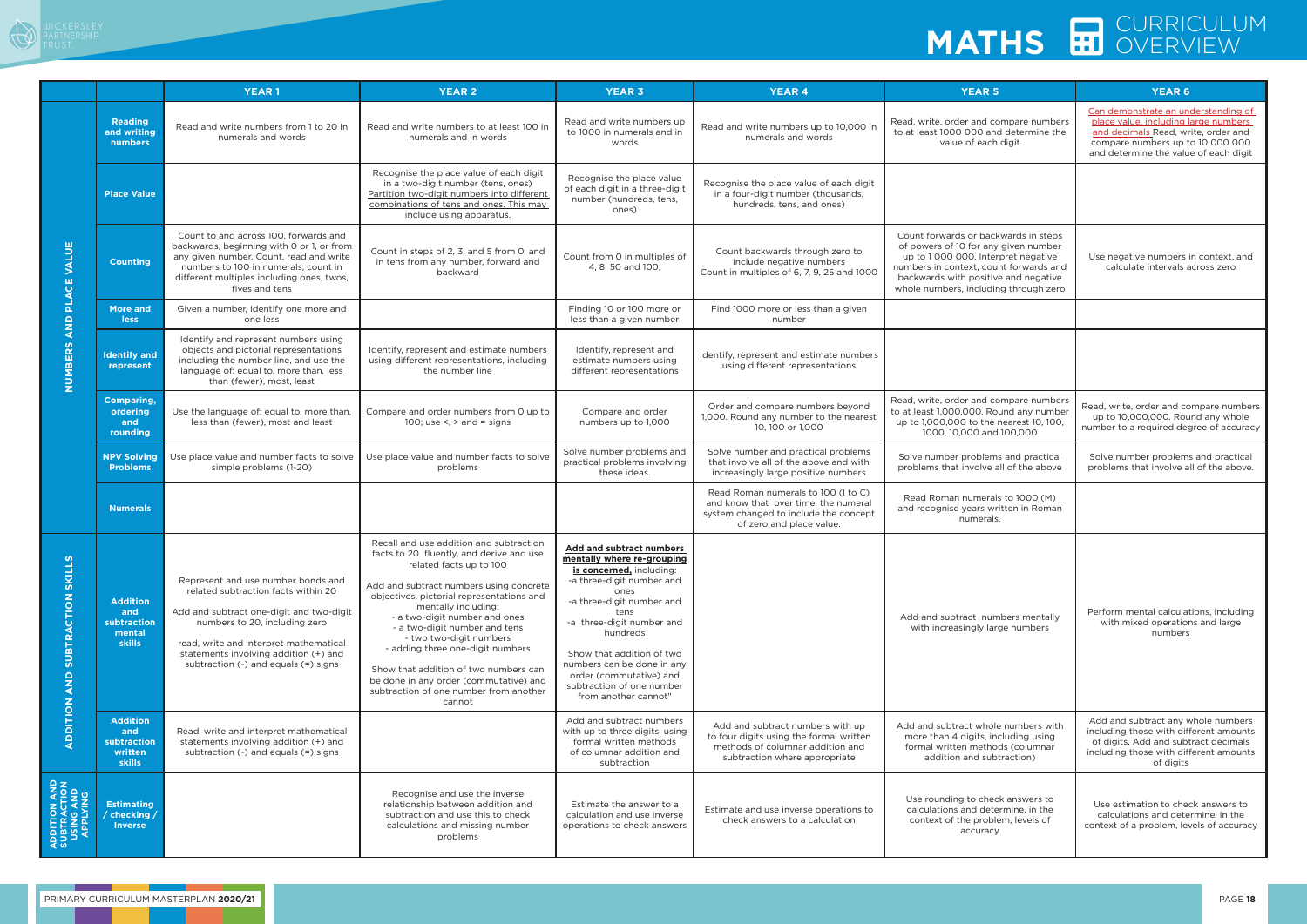# MATHS CURRICULUM OVERVIEW

| | | YEAR 1 | YEAR 2 | YEAR 3 | YEAR 4 | YEAR 5 | YEAR 6 |
|---|---|---|---|---|---|---|---|
| NUMBERS AND PLACE VALUE | Reading and writing numbers | Read and write numbers from 1 to 20 in numerals and words | Read and write numbers to at least 100 in numerals and in words | Read and write numbers up to 1000 in numerals and in words | Read and write numbers up to 10,000 in numerals and words | Read, write, order and compare numbers to at least 1000 000 and determine the value of each digit | Can demonstrate an understanding of place value, including large numbers and decimals Read, write, order and compare numbers up to 10 000 000 and determine the value of each digit |
| | Place Value | | Recognise the place value of each digit in a two-digit number (tens, ones) Partition two-digit numbers into different combinations of tens and ones. This may include using apparatus. | Recognise the place value of each digit in a three-digit number (hundreds, tens, ones) | Recognise the place value of each digit in a four-digit number (thousands, hundreds, tens, and ones) | | |
| | Counting | Count to and across 100, forwards and backwards, beginning with 0 or 1, or from any given number. Count, read and write numbers to 100 in numerals, count in different multiples including ones, twos, fives and tens | Count in steps of 2, 3, and 5 from 0, and in tens from any number, forward and backward | Count from 0 in multiples of 4, 8, 50 and 100; | Count backwards through zero to include negative numbers Count in multiples of 6, 7, 9, 25 and 1000 | Count forwards or backwards in steps of powers of 10 for any given number up to 1 000 000. Interpret negative numbers in context, count forwards and backwards with positive and negative whole numbers, including through zero | Use negative numbers in context, and calculate intervals across zero |
| | More and less | Given a number, identify one more and one less | | Finding 10 or 100 more or less than a given number | Find 1000 more or less than a given number | | |
| | Identify and represent | Identify and represent numbers using objects and pictorial representations including the number line, and use the language of: equal to, more than, less than (fewer), most, least | Identify, represent and estimate numbers using different representations, including the number line | Identify, represent and estimate numbers using different representations | Identify, represent and estimate numbers using different representations | | |
| | Comparing, ordering and rounding | Use the language of: equal to, more than, less than (fewer), most and least | Compare and order numbers from 0 up to 100; use <, > and = signs | Compare and order numbers up to 1,000 | Order and compare numbers beyond 1,000. Round any number to the nearest 10, 100 or 1,000 | Read, write, order and compare numbers to at least 1,000,000. Round any number up to 1,000,000 to the nearest 10, 100, 1000, 10,000 and 100,000 | Read, write, order and compare numbers up to 10,000,000. Round any whole number to a required degree of accuracy |
| | NPV Solving Problems | Use place value and number facts to solve simple problems (1-20) | Use place value and number facts to solve problems | Solve number problems and practical problems involving these ideas. | Solve number and practical problems that involve all of the above and with increasingly large positive numbers | Solve number problems and practical problems that involve all of the above | Solve number problems and practical problems that involve all of the above. |
| | Numerals | | | | Read Roman numerals to 100 (I to C) and know that over time, the numeral system changed to include the concept of zero and place value. | Read Roman numerals to 1000 (M) and recognise years written in Roman numerals. | |
| ADDITION AND SUBTRACTION SKILLS | Addition and subtraction mental skills | Represent and use number bonds and related subtraction facts within 20<br><br>Add and subtract one-digit and two-digit numbers to 20, including zero<br><br>read, write and interpret mathematical statements involving addition (+) and subtraction (-) and equals (=) signs | Recall and use addition and subtraction facts to 20 fluently, and derive and use related facts up to 100<br><br>Add and subtract numbers using concrete objectives, pictorial representations and mentally including:<br>- a two-digit number and ones<br>- a two-digit number and tens<br>- two two-digit numbers<br>- adding three one-digit numbers<br><br>Show that addition of two numbers can be done in any order (commutative) and subtraction of one number from another cannot | **Add and subtract numbers mentally where re-grouping is concerned,** including:<br>-a three-digit number and ones<br>-a three-digit number and tens<br>-a three-digit number and hundreds<br><br>Show that addition of two numbers can be done in any order (commutative) and subtraction of one number from another cannot" | | Add and subtract numbers mentally with increasingly large numbers | Perform mental calculations, including with mixed operations and large numbers |
| | Addition and subtraction written skills | Read, write and interpret mathematical statements involving addition (+) and subtraction (-) and equals (=) signs | | Add and subtract numbers with up to three digits, using formal written methods of columnar addition and subtraction | Add and subtract numbers with up to four digits using the formal written methods of columnar addition and subtraction where appropriate | Add and subtract whole numbers with more than 4 digits, including using formal written methods (columnar addition and subtraction) | Add and subtract any whole numbers including those with different amounts of digits. Add and subtract decimals including those with different amounts of digits |
| ADDITION AND SUBTRACTION USING AND APPLYING | Estimating / checking / Inverse | | Recognise and use the inverse relationship between addition and subtraction and use this to check calculations and missing number problems | Estimate the answer to a calculation and use inverse operations to check answers | Estimate and use inverse operations to check answers to a calculation | Use rounding to check answers to calculations and determine, in the context of the problem, levels of accuracy | Use estimation to check answers to calculations and determine, in the context of a problem, levels of accuracy |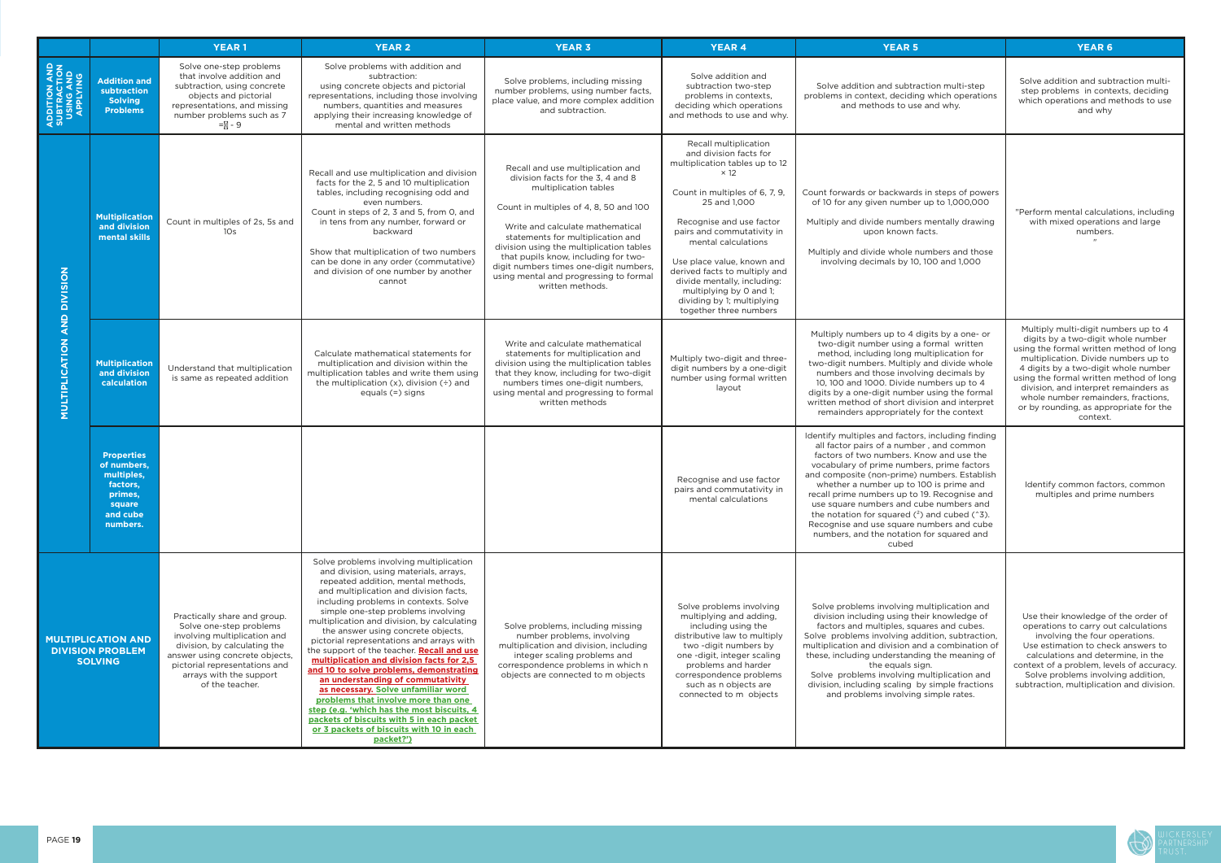| | | YEAR 1 | YEAR 2 | YEAR 3 | YEAR 4 | YEAR 5 | YEAR 6 |
|---|---|---|---|---|---|---|---|
| ADDITION AND SUBTRACTION USING AND APPLYING | **Addition and subtraction Solving Problems** | Solve one-step problems that involve addition and subtraction, using concrete objects and pictorial representations, and missing number problems such as 7 =▯ - 9 | Solve problems with addition and subtraction: using concrete objects and pictorial representations, including those involving numbers, quantities and measures applying their increasing knowledge of mental and written methods | Solve problems, including missing number problems, using number facts, place value, and more complex addition and subtraction. | Solve addition and subtraction two-step problems in contexts, deciding which operations and methods to use and why. | Solve addition and subtraction multi-step problems in context, deciding which operations and methods to use and why. | Solve addition and subtraction multi-step problems in contexts, deciding which operations and methods to use and why |
| MULTIPLICATION AND DIVISION | **Multiplication and division mental skills** | Count in multiples of 2s, 5s and 10s | Recall and use multiplication and division facts for the 2, 5 and 10 multiplication tables, including recognising odd and even numbers. Count in steps of 2, 3 and 5, from 0, and in tens from any number, forward or backward<br><br>Show that multiplication of two numbers can be done in any order (commutative) and division of one number by another cannot | Recall and use multiplication and division facts for the 3, 4 and 8 multiplication tables<br><br>Count in multiples of 4, 8, 50 and 100<br><br>Write and calculate mathematical statements for multiplication and division using the multiplication tables that pupils know, including for two-digit numbers times one-digit numbers, using mental and progressing to formal written methods. | Recall multiplication and division facts for multiplication tables up to 12 × 12<br><br>Count in multiples of 6, 7, 9, 25 and 1,000<br><br>Recognise and use factor pairs and commutativity in mental calculations<br><br>Use place value, known and derived facts to multiply and divide mentally, including: multiplying by 0 and 1; dividing by 1; multiplying together three numbers | Count forwards or backwards in steps of powers of 10 for any given number up to 1,000,000<br><br>Multiply and divide numbers mentally drawing upon known facts.<br><br>Multiply and divide whole numbers and those involving decimals by 10, 100 and 1,000 | "Perform mental calculations, including with mixed operations and large numbers. " |
| | **Multiplication and division calculation** | Understand that multiplication is same as repeated addition | Calculate mathematical statements for multiplication and division within the multiplication tables and write them using the multiplication (x), division (÷) and equals (=) signs | Write and calculate mathematical statements for multiplication and division using the multiplication tables that they know, including for two-digit numbers times one-digit numbers, using mental and progressing to formal written methods | Multiply two-digit and three-digit numbers by a one-digit number using formal written layout | Multiply numbers up to 4 digits by a one- or two-digit number using a formal written method, including long multiplication for two-digit numbers. Multiply and divide whole numbers and those involving decimals by 10, 100 and 1000. Divide numbers up to 4 digits by a one-digit number using the formal written method of short division and interpret remainders appropriately for the context | Multiply multi-digit numbers up to 4 digits by a two-digit whole number using the formal written method of long multiplication. Divide numbers up to 4 digits by a two-digit whole number using the formal written method of long division, and interpret remainders as whole number remainders, fractions, or by rounding, as appropriate for the context. |
| | **Properties of numbers, multiples, factors, primes, square and cube numbers.** | | | | Recognise and use factor pairs and commutativity in mental calculations | Identify multiples and factors, including finding all factor pairs of a number , and common factors of two numbers. Know and use the vocabulary of prime numbers, prime factors and composite (non-prime) numbers. Establish whether a number up to 100 is prime and recall prime numbers up to 19. Recognise and use square numbers and cube numbers and the notation for squared ($^2$) and cubed ($^3$). Recognise and use square numbers and cube numbers, and the notation for squared and cubed | Identify common factors, common multiples and prime numbers |
| **MULTIPLICATION AND DIVISION PROBLEM SOLVING** | | Practically share and group. Solve one-step problems involving multiplication and division, by calculating the answer using concrete objects, pictorial representations and arrays with the support of the teacher. | Solve problems involving multiplication and division, using materials, arrays, repeated addition, mental methods, and multiplication and division facts, including problems in contexts. Solve simple one-step problems involving multiplication and division, by calculating the answer using concrete objects, pictorial representations and arrays with the support of the teacher. **Recall and use multiplication and division facts for 2,5 and 10 to solve problems, demonstrating an understanding of commutativity as necessary. Solve unfamiliar word problems that involve more than one step (e.g. 'which has the most biscuits, 4 packets of biscuits with 5 in each packet or 3 packets of biscuits with 10 in each packet?')** | Solve problems, including missing number problems, involving multiplication and division, including integer scaling problems and correspondence problems in which n objects are connected to m objects | Solve problems involving multiplying and adding, including using the distributive law to multiply two -digit numbers by one -digit, integer scaling problems and harder correspondence problems such as n objects are connected to m objects | Solve problems involving multiplication and division including using their knowledge of factors and multiples, squares and cubes. Solve problems involving addition, subtraction, multiplication and division and a combination of these, including understanding the meaning of the equals sign. Solve problems involving multiplication and division, including scaling by simple fractions and problems involving simple rates. | Use their knowledge of the order of operations to carry out calculations involving the four operations. Use estimation to check answers to calculations and determine, in the context of a problem, levels of accuracy. Solve problems involving addition, subtraction, multiplication and division. |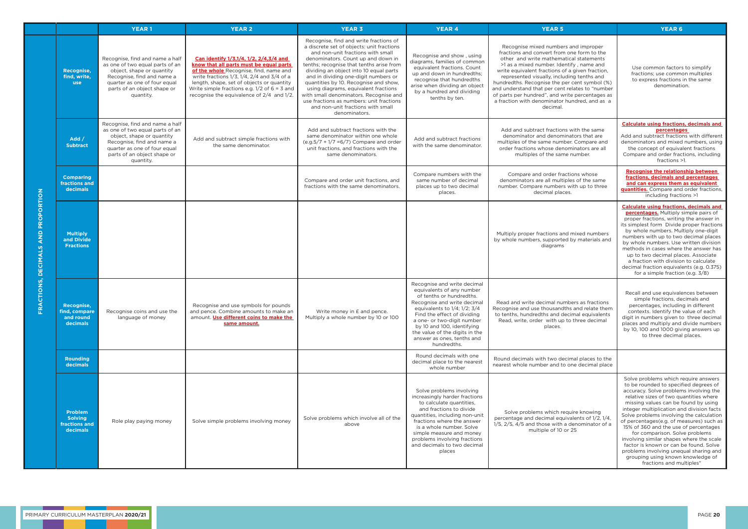| FRACTIONS, DECIMALS AND PROPORTION | | YEAR 1 | YEAR 2 | YEAR 3 | YEAR 4 | YEAR 5 | YEAR 6 |
|---|---|---|---|---|---|---|---|
| | **Recognise, find, write, use** | Recognise, find and name a half as one of two equal parts of an object, shape or quantity Recognise, find and name a quarter as one of four equal parts of an object shape or quantity. | **Can identify 1/3,1/4, 1/2, 2/4,3/4 and know that all parts must be equal parts of the whole** Recognise, find, name and write fractions 1/3, 1/4, 2/4 and 3/4 of a length, shape, set of objects or quantity Write simple fractions e.g. 1/2 of 6 = 3 and recognise the equivalence of 2/4 and 1/2. | Recognise, find and write fractions of a discrete set of objects: unit fractions and non-unit fractions with small denominators. Count up and down in tenths; recognise that tenths arise from dividing an object into 10 equal parts and in dividing one-digit numbers or quantities by 10. Recognise and show, using diagrams, equivalent fractions with small denominators. Recognise and use fractions as numbers: unit fractions and non-unit fractions with small denominators. | Recognise and show , using diagrams, families of common equivalent fractions. Count up and down in hundredths; recognise that hundredths arise when dividing an object by a hundred and dividing tenths by ten. | Recognise mixed numbers and improper fractions and convert from one form to the other and write mathematical statements >1 as a mixed number. Identify , name and write equivalent fractions of a given fraction, represented visually, including tenths and hundredths. Recognise the per cent symbol (%) and understand that per cent relates to "number of parts per hundred", and write percentages as a fraction with denominator hundred, and as a decimal. | Use common factors to simplify fractions; use common multiples to express fractions in the same denomination. |
| | **Add / Subtract** | Recognise, find and name a half as one of two equal parts of an object, shape or quantity Recognise, find and name a quarter as one of four equal parts of an object shape or quantity. | Add and subtract simple fractions with the same denominator. | Add and subtract fractions with the same denominator within one whole (e.g.5/7 + 1/7 =6/7) Compare and order unit fractions, and fractions with the same denominators. | Add and subtract fractions with the same denominator. | Add and subtract fractions with the same denominator and denominators that are multiples of the same number. Compare and order fractions whose denominators are all multiples of the same number. | **Calculate using fractions, decimals and percentages** Add and subtract fractions with different denominators and mixed numbers, using the concept of equivalent fractions Compare and order fractions, including fractions >1. |
| | **Comparing fractions and decimals** | | | Compare and order unit fractions, and fractions with the same denominators. | Compare numbers with the same number of decimal places up to two decimal places. | Compare and order fractions whose denominators are all multiples of the same number. Compare numbers with up to three decimal places. | **Recognise the relationship between fractions, decimals and percentages and can express them as equivalent quantities.** Compare and order fractions, including fractions >1 |
| | **Multiply and Divide Fractions** | | | | | Multiply proper fractions and mixed numbers by whole numbers, supported by materials and diagrams | **Calculate using fractions, decimals and percentages.** Multiply simple pairs of proper fractions, writing the answer in its simplest form Divide proper fractions by whole numbers. Multiply one-digit numbers with up to two decimal places by whole numbers. Use written division methods in cases where the answer has up to two decimal places. Associate a fraction with division to calculate decimal fraction equivalents (e.g. 0.375) for a simple fraction (e.g. 3/8) |
| | **Recognise, find, compare and round decimals** | Recognise coins and use the language of money | Recognise and use symbols for pounds and pence. Combine amounts to make an amount. **Use different coins to make the same amount.** | Write money in £ and pence. Multiply a whole number by 10 or 100 | Recognise and write decimal equivalents of any number of tenths or hundredths. Recognise and write decimal equivalents to 1/4; 1/2; 3/4 Find the effect of dividing a one- or two-digit number by 10 and 100, identifying the value of the digits in the answer as ones, tenths and hundredths. | Read and write decimal numbers as fractions Recognise and use thousandths and relate them to tenths, hundredths and decimal equivalents Read, write, order with up to three decimal places. | Recall and use equivalences between simple fractions, decimals and percentages, including in different contexts. Identify the value of each digit in numbers given to three decimal places and multiply and divide numbers by 10, 100 and 1000 giving answers up to three decimal places. |
| | **Rounding decimals** | | | | Round decimals with one decimal place to the nearest whole number | Round decimals with two decimal places to the nearest whole number and to one decimal place | |
| | **Problem Solving fractions and decimals** | Role play paying money | Solve simple problems involving money | Solve problems which involve all of the above | Solve problems involving increasingly harder fractions to calculate quantities, and fractions to divide quantities, including non-unit fractions where the answer is a whole number. Solve simple measure and money problems involving fractions and decimals to two decimal places | Solve problems which require knowing percentage and decimal equivalents of 1/2, 1/4, 1/5, 2/5, 4/5 and those with a denominator of a multiple of 10 or 25 | Solve problems which require answers to be rounded to specified degrees of accuracy. Solve problems involving the relative sizes of two quantities where missing values can be found by using integer multiplication and division facts Solve problems involving the calculation of percentages(e.g. of measures) such as 15% of 360 and the use of percentages for comparison. Solve problems involving similar shapes where the scale factor is known or can be found. Solve problems involving unequal sharing and grouping using known knowledge of fractions and multiples" |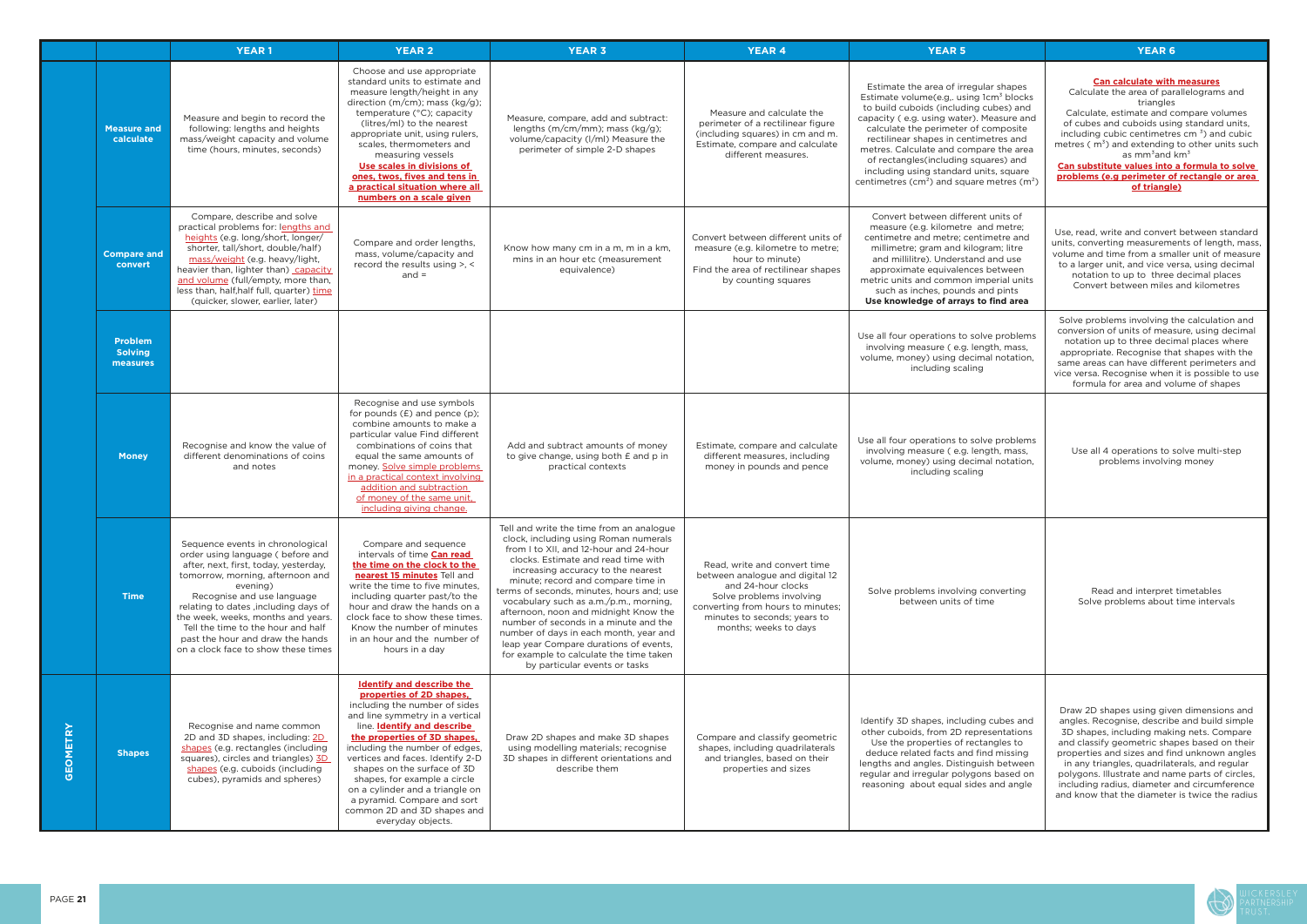| | | YEAR 1 | YEAR 2 | YEAR 3 | YEAR 4 | YEAR 5 | YEAR 6 |
|---|---|---|---|---|---|---|---|
| | **Measure and calculate** | Measure and begin to record the following: lengths and heights mass/weight capacity and volume time (hours, minutes, seconds) | Choose and use appropriate standard units to estimate and measure length/height in any direction (m/cm); mass (kg/g); temperature (°C); capacity (litres/ml) to the nearest appropriate unit, using rulers, scales, thermometers and measuring vessels **Use scales in divisions of ones, twos, fives and tens in a practical situation where all numbers on a scale given** | Measure, compare, add and subtract: lengths (m/cm/mm); mass (kg/g); volume/capacity (l/ml) Measure the perimeter of simple 2-D shapes | Measure and calculate the perimeter of a rectilinear figure (including squares) in cm and m. Estimate, compare and calculate different measures. | Estimate the area of irregular shapes Estimate volume(e.g,. using 1cm$^3$ blocks to build cuboids (including cubes) and capacity ( e.g. using water). Measure and calculate the perimeter of composite rectilinear shapes in centimetres and metres. Calculate and compare the area of rectangles(including squares) and including using standard units, square centimetres (cm$^2$) and square metres (m$^2$) | **Can calculate with measures** Calculate the area of parallelograms and triangles Calculate, estimate and compare volumes of cubes and cuboids using standard units, including cubic centimetres cm $^3$) and cubic metres ( m$^3$) and extending to other units such as mm$^3$and km$^3$ **Can substitute values into a formula to solve problems (e.g perimeter of rectangle or area of triangle)** |
| | **Compare and convert** | Compare, describe and solve practical problems for: lengths and heights (e.g. long/short, longer/ shorter, tall/short, double/half) mass/weight (e.g. heavy/light, heavier than, lighter than) capacity and volume (full/empty, more than, less than, half,half full, quarter) time (quicker, slower, earlier, later) | Compare and order lengths, mass, volume/capacity and record the results using >, < and = | Know how many cm in a m, m in a km, mins in an hour etc (measurement equivalence) | Convert between different units of measure (e.g. kilometre to metre; hour to minute) Find the area of rectilinear shapes by counting squares | Convert between different units of measure (e.g. kilometre and metre; centimetre and metre; centimetre and millimetre; gram and kilogram; litre and millilitre). Understand and use approximate equivalences between metric units and common imperial units such as inches, pounds and pints **Use knowledge of arrays to find area** | Use, read, write and convert between standard units, converting measurements of length, mass, volume and time from a smaller unit of measure to a larger unit, and vice versa, using decimal notation to up to three decimal places Convert between miles and kilometres |
| | **Problem Solving measures** | | | | | Use all four operations to solve problems involving measure ( e.g. length, mass, volume, money) using decimal notation, including scaling | Solve problems involving the calculation and conversion of units of measure, using decimal notation up to three decimal places where appropriate. Recognise that shapes with the same areas can have different perimeters and vice versa. Recognise when it is possible to use formula for area and volume of shapes |
| | **Money** | Recognise and know the value of different denominations of coins and notes | Recognise and use symbols for pounds (£) and pence (p); combine amounts to make a particular value Find different combinations of coins that equal the same amounts of money. Solve simple problems in a practical context involving addition and subtraction of money of the same unit, including giving change. | Add and subtract amounts of money to give change, using both £ and p in practical contexts | Estimate, compare and calculate different measures, including money in pounds and pence | Use all four operations to solve problems involving measure ( e.g. length, mass, volume, money) using decimal notation, including scaling | Use all 4 operations to solve multi-step problems involving money |
| | **Time** | Sequence events in chronological order using language ( before and after, next, first, today, yesterday, tomorrow, morning, afternoon and evening) Recognise and use language relating to dates ,including days of the week, weeks, months and years. Tell the time to the hour and half past the hour and draw the hands on a clock face to show these times | Compare and sequence intervals of time **Can read the time on the clock to the nearest 15 minutes** Tell and write the time to five minutes, including quarter past/to the hour and draw the hands on a clock face to show these times. Know the number of minutes in an hour and the number of hours in a day | Tell and write the time from an analogue clock, including using Roman numerals from I to XII, and 12-hour and 24-hour clocks. Estimate and read time with increasing accuracy to the nearest minute; record and compare time in terms of seconds, minutes, hours and; use vocabulary such as a.m./p.m., morning, afternoon, noon and midnight Know the number of seconds in a minute and the number of days in each month, year and leap year Compare durations of events, for example to calculate the time taken by particular events or tasks | Read, write and convert time between analogue and digital 12 and 24-hour clocks Solve problems involving converting from hours to minutes; minutes to seconds; years to months; weeks to days | Solve problems involving converting between units of time | Read and interpret timetables Solve problems about time intervals |
| **GEOMETRY** | **Shapes** | Recognise and name common 2D and 3D shapes, including: 2D shapes (e.g. rectangles (including squares), circles and triangles) 3D shapes (e.g. cuboids (including cubes), pyramids and spheres) | **Identify and describe the properties of 2D shapes,** including the number of sides and line symmetry in a vertical line. **Identify and describe the properties of 3D shapes,** including the number of edges, vertices and faces. Identify 2D shapes on the surface of 3D shapes, for example a circle on a cylinder and a triangle on a pyramid. Compare and sort common 2D and 3D shapes and everyday objects. | Draw 2D shapes and make 3D shapes using modelling materials; recognise 3D shapes in different orientations and describe them | Compare and classify geometric shapes, including quadrilaterals and triangles, based on their properties and sizes | Identify 3D shapes, including cubes and other cuboids, from 2D representations Use the properties of rectangles to deduce related facts and find missing lengths and angles. Distinguish between regular and irregular polygons based on reasoning about equal sides and angle | Draw 2D shapes using given dimensions and angles. Recognise, describe and build simple 3D shapes, including making nets. Compare and classify geometric shapes based on their properties and sizes and find unknown angles in any triangles, quadrilaterals, and regular polygons. Illustrate and name parts of circles, including radius, diameter and circumference and know that the diameter is twice the radius |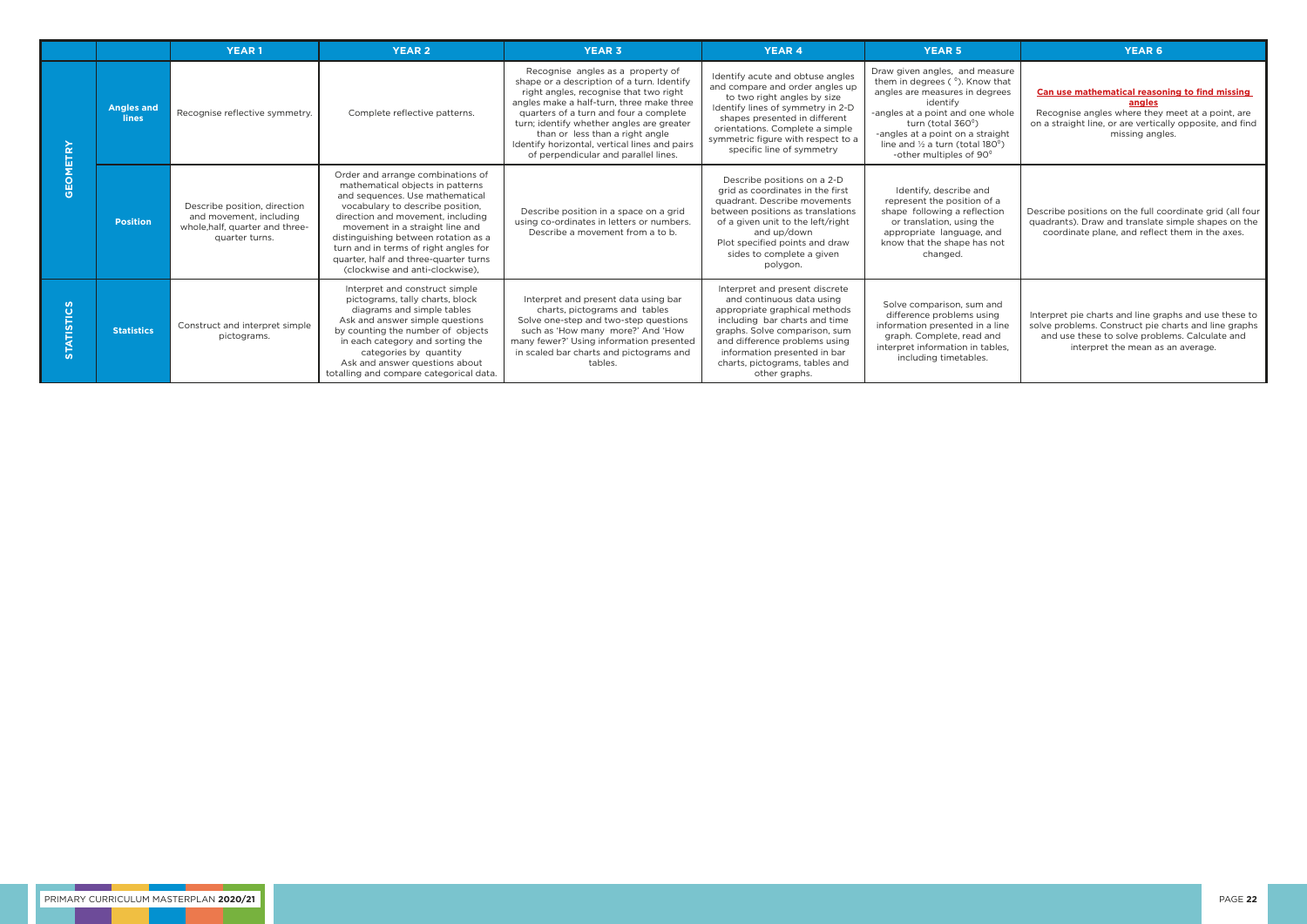| | | YEAR 1 | YEAR 2 | YEAR 3 | YEAR 4 | YEAR 5 | YEAR 6 |
|---|---|---|---|---|---|---|---|
| GEOMETRY | Angles and lines | Recognise reflective symmetry. | Complete reflective patterns. | Recognise angles as a property of shape or a description of a turn. Identify right angles, recognise that two right angles make a half-turn, three make three quarters of a turn and four a complete turn; identify whether angles are greater than or less than a right angle Identify horizontal, vertical lines and pairs of perpendicular and parallel lines. | Identify acute and obtuse angles and compare and order angles up to two right angles by size Identify lines of symmetry in 2-D shapes presented in different orientations. Complete a simple symmetric figure with respect to a specific line of symmetry | Draw given angles, and measure them in degrees ( °). Know that angles are measures in degrees identify -angles at a point and one whole turn (total 360°) -angles at a point on a straight line and ½ a turn (total 180°) -other multiples of 90° | **Can use mathematical reasoning to find missing angles** Recognise angles where they meet at a point, are on a straight line, or are vertically opposite, and find missing angles. |
| | Position | Describe position, direction and movement, including whole,half, quarter and three-quarter turns. | Order and arrange combinations of mathematical objects in patterns and sequences. Use mathematical vocabulary to describe position, direction and movement, including movement in a straight line and distinguishing between rotation as a turn and in terms of right angles for quarter, half and three-quarter turns (clockwise and anti-clockwise), | Describe position in a space on a grid using co-ordinates in letters or numbers. Describe a movement from a to b. | Describe positions on a 2-D grid as coordinates in the first quadrant. Describe movements between positions as translations of a given unit to the left/right and up/down Plot specified points and draw sides to complete a given polygon. | Identify, describe and represent the position of a shape following a reflection or translation, using the appropriate language, and know that the shape has not changed. | Describe positions on the full coordinate grid (all four quadrants). Draw and translate simple shapes on the coordinate plane, and reflect them in the axes. |
| STATISTICS | Statistics | Construct and interpret simple pictograms. | Interpret and construct simple pictograms, tally charts, block diagrams and simple tables Ask and answer simple questions by counting the number of objects in each category and sorting the categories by quantity Ask and answer questions about totalling and compare categorical data. | Interpret and present data using bar charts, pictograms and tables Solve one-step and two-step questions such as 'How many more?' And 'How many fewer?' Using information presented in scaled bar charts and pictograms and tables. | Interpret and present discrete and continuous data using appropriate graphical methods including bar charts and time graphs. Solve comparison, sum and difference problems using information presented in bar charts, pictograms, tables and other graphs. | Solve comparison, sum and difference problems using information presented in a line graph. Complete, read and interpret information in tables, including timetables. | Interpret pie charts and line graphs and use these to solve problems. Construct pie charts and line graphs and use these to solve problems. Calculate and interpret the mean as an average. |